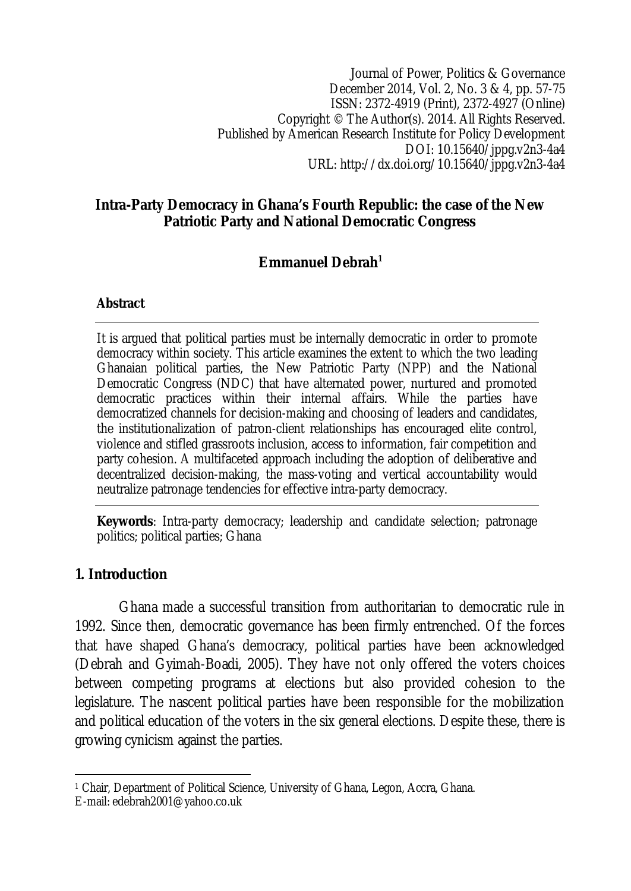Journal of Power, Politics & Governance
December 2014, Vol. 2, No. 3 & 4, pp. 57-75
ISSN: 2372-4919 (Print), 2372-4927 (Online)
Copyright © The Author(s). 2014. All Rights Reserved.
Published by American Research Institute for Policy Development
DOI: 10.15640/jppg.v2n3-4a4
URL: http://dx.doi.org/10.15640/jppg.v2n3-4a4

# Intra-Party Democracy in Ghana's Fourth Republic: the case of the New Patriotic Party and National Democratic Congress

**Emmanuel Debrah**[1]

### Abstract

It is argued that political parties must be internally democratic in order to promote democracy within society. This article examines the extent to which the two leading Ghanaian political parties, the New Patriotic Party (NPP) and the National Democratic Congress (NDC) that have alternated power, nurtured and promoted democratic practices within their internal affairs. While the parties have democratized channels for decision-making and choosing of leaders and candidates, the institutionalization of patron-client relationships has encouraged elite control, violence and stifled grassroots inclusion, access to information, fair competition and party cohesion. A multifaceted approach including the adoption of deliberative and decentralized decision-making, the mass-voting and vertical accountability would neutralize patronage tendencies for effective intra-party democracy.

**Keywords**: Intra-party democracy; leadership and candidate selection; patronage politics; political parties; Ghana

## 1. Introduction

Ghana made a successful transition from authoritarian to democratic rule in 1992. Since then, democratic governance has been firmly entrenched. Of the forces that have shaped Ghana's democracy, political parties have been acknowledged (Debrah and Gyimah-Boadi, 2005). They have not only offered the voters choices between competing programs at elections but also provided cohesion to the legislature. The nascent political parties have been responsible for the mobilization and political education of the voters in the six general elections. Despite these, there is growing cynicism against the parties.

---

[1] Chair, Department of Political Science, University of Ghana, Legon, Accra, Ghana.
E-mail: edebrah2001@yahoo.co.uk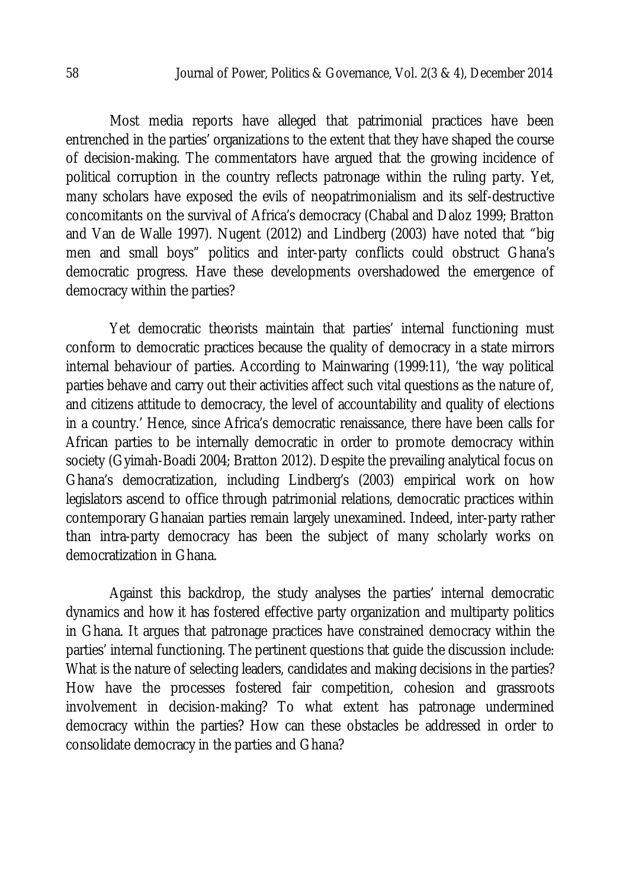Most media reports have alleged that patrimonial practices have been entrenched in the parties' organizations to the extent that they have shaped the course of decision-making. The commentators have argued that the growing incidence of political corruption in the country reflects patronage within the ruling party. Yet, many scholars have exposed the evils of neopatrimonialism and its self-destructive concomitants on the survival of Africa's democracy (Chabal and Daloz 1999; Bratton and Van de Walle 1997). Nugent (2012) and Lindberg (2003) have noted that "big men and small boys" politics and inter-party conflicts could obstruct Ghana's democratic progress. Have these developments overshadowed the emergence of democracy within the parties?

Yet democratic theorists maintain that parties' internal functioning must conform to democratic practices because the quality of democracy in a state mirrors internal behaviour of parties. According to Mainwaring (1999:11), 'the way political parties behave and carry out their activities affect such vital questions as the nature of, and citizens attitude to democracy, the level of accountability and quality of elections in a country.' Hence, since Africa's democratic renaissance, there have been calls for African parties to be internally democratic in order to promote democracy within society (Gyimah-Boadi 2004; Bratton 2012). Despite the prevailing analytical focus on Ghana's democratization, including Lindberg's (2003) empirical work on how legislators ascend to office through patrimonial relations, democratic practices within contemporary Ghanaian parties remain largely unexamined. Indeed, inter-party rather than intra-party democracy has been the subject of many scholarly works on democratization in Ghana.

Against this backdrop, the study analyses the parties' internal democratic dynamics and how it has fostered effective party organization and multiparty politics in Ghana. It argues that patronage practices have constrained democracy within the parties' internal functioning. The pertinent questions that guide the discussion include: What is the nature of selecting leaders, candidates and making decisions in the parties? How have the processes fostered fair competition, cohesion and grassroots involvement in decision-making? To what extent has patronage undermined democracy within the parties? How can these obstacles be addressed in order to consolidate democracy in the parties and Ghana?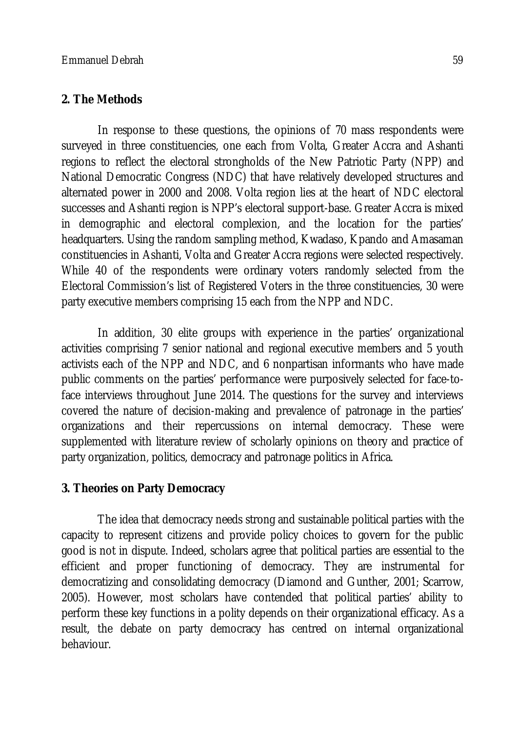## 2. The Methods

In response to these questions, the opinions of 70 mass respondents were surveyed in three constituencies, one each from Volta, Greater Accra and Ashanti regions to reflect the electoral strongholds of the New Patriotic Party (NPP) and National Democratic Congress (NDC) that have relatively developed structures and alternated power in 2000 and 2008. Volta region lies at the heart of NDC electoral successes and Ashanti region is NPP's electoral support-base. Greater Accra is mixed in demographic and electoral complexion, and the location for the parties' headquarters. Using the random sampling method, Kwadaso, Kpando and Amasaman constituencies in Ashanti, Volta and Greater Accra regions were selected respectively. While 40 of the respondents were ordinary voters randomly selected from the Electoral Commission's list of Registered Voters in the three constituencies, 30 were party executive members comprising 15 each from the NPP and NDC.

In addition, 30 elite groups with experience in the parties' organizational activities comprising 7 senior national and regional executive members and 5 youth activists each of the NPP and NDC, and 6 nonpartisan informants who have made public comments on the parties' performance were purposively selected for face-to-face interviews throughout June 2014. The questions for the survey and interviews covered the nature of decision-making and prevalence of patronage in the parties' organizations and their repercussions on internal democracy. These were supplemented with literature review of scholarly opinions on theory and practice of party organization, politics, democracy and patronage politics in Africa.

## 3. Theories on Party Democracy

The idea that democracy needs strong and sustainable political parties with the capacity to represent citizens and provide policy choices to govern for the public good is not in dispute. Indeed, scholars agree that political parties are essential to the efficient and proper functioning of democracy. They are instrumental for democratizing and consolidating democracy (Diamond and Gunther, 2001; Scarrow, 2005). However, most scholars have contended that political parties' ability to perform these key functions in a polity depends on their organizational efficacy. As a result, the debate on party democracy has centred on internal organizational behaviour.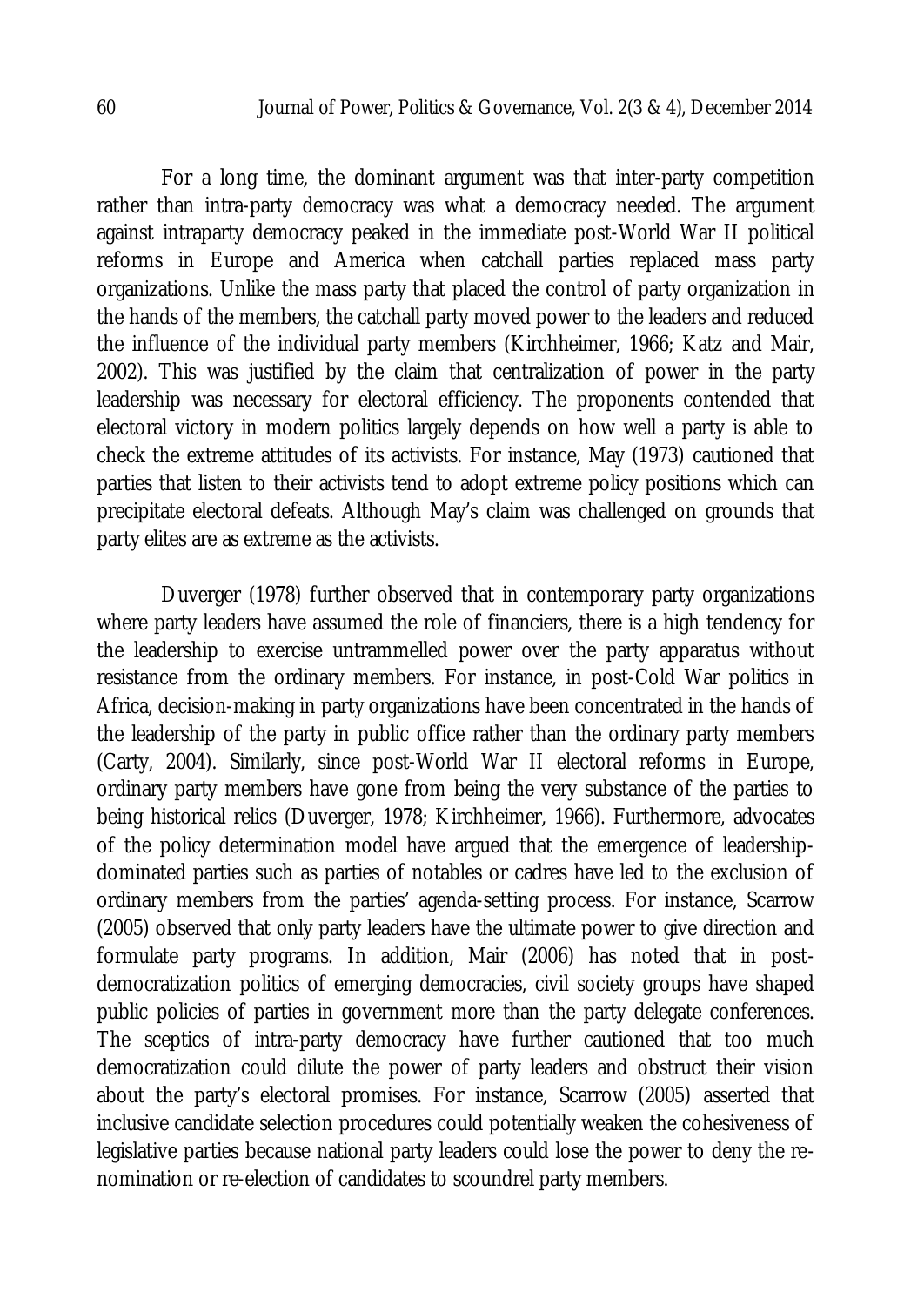For a long time, the dominant argument was that inter-party competition rather than intra-party democracy was what a democracy needed. The argument against intraparty democracy peaked in the immediate post-World War II political reforms in Europe and America when catchall parties replaced mass party organizations. Unlike the mass party that placed the control of party organization in the hands of the members, the catchall party moved power to the leaders and reduced the influence of the individual party members (Kirchheimer, 1966; Katz and Mair, 2002). This was justified by the claim that centralization of power in the party leadership was necessary for electoral efficiency. The proponents contended that electoral victory in modern politics largely depends on how well a party is able to check the extreme attitudes of its activists. For instance, May (1973) cautioned that parties that listen to their activists tend to adopt extreme policy positions which can precipitate electoral defeats. Although May's claim was challenged on grounds that party elites are as extreme as the activists.

Duverger (1978) further observed that in contemporary party organizations where party leaders have assumed the role of financiers, there is a high tendency for the leadership to exercise untrammelled power over the party apparatus without resistance from the ordinary members. For instance, in post-Cold War politics in Africa, decision-making in party organizations have been concentrated in the hands of the leadership of the party in public office rather than the ordinary party members (Carty, 2004). Similarly, since post-World War II electoral reforms in Europe, ordinary party members have gone from being the very substance of the parties to being historical relics (Duverger, 1978; Kirchheimer, 1966). Furthermore, advocates of the policy determination model have argued that the emergence of leadership-dominated parties such as parties of notables or cadres have led to the exclusion of ordinary members from the parties' agenda-setting process. For instance, Scarrow (2005) observed that only party leaders have the ultimate power to give direction and formulate party programs. In addition, Mair (2006) has noted that in post-democratization politics of emerging democracies, civil society groups have shaped public policies of parties in government more than the party delegate conferences. The sceptics of intra-party democracy have further cautioned that too much democratization could dilute the power of party leaders and obstruct their vision about the party's electoral promises. For instance, Scarrow (2005) asserted that inclusive candidate selection procedures could potentially weaken the cohesiveness of legislative parties because national party leaders could lose the power to deny the re-nomination or re-election of candidates to scoundrel party members.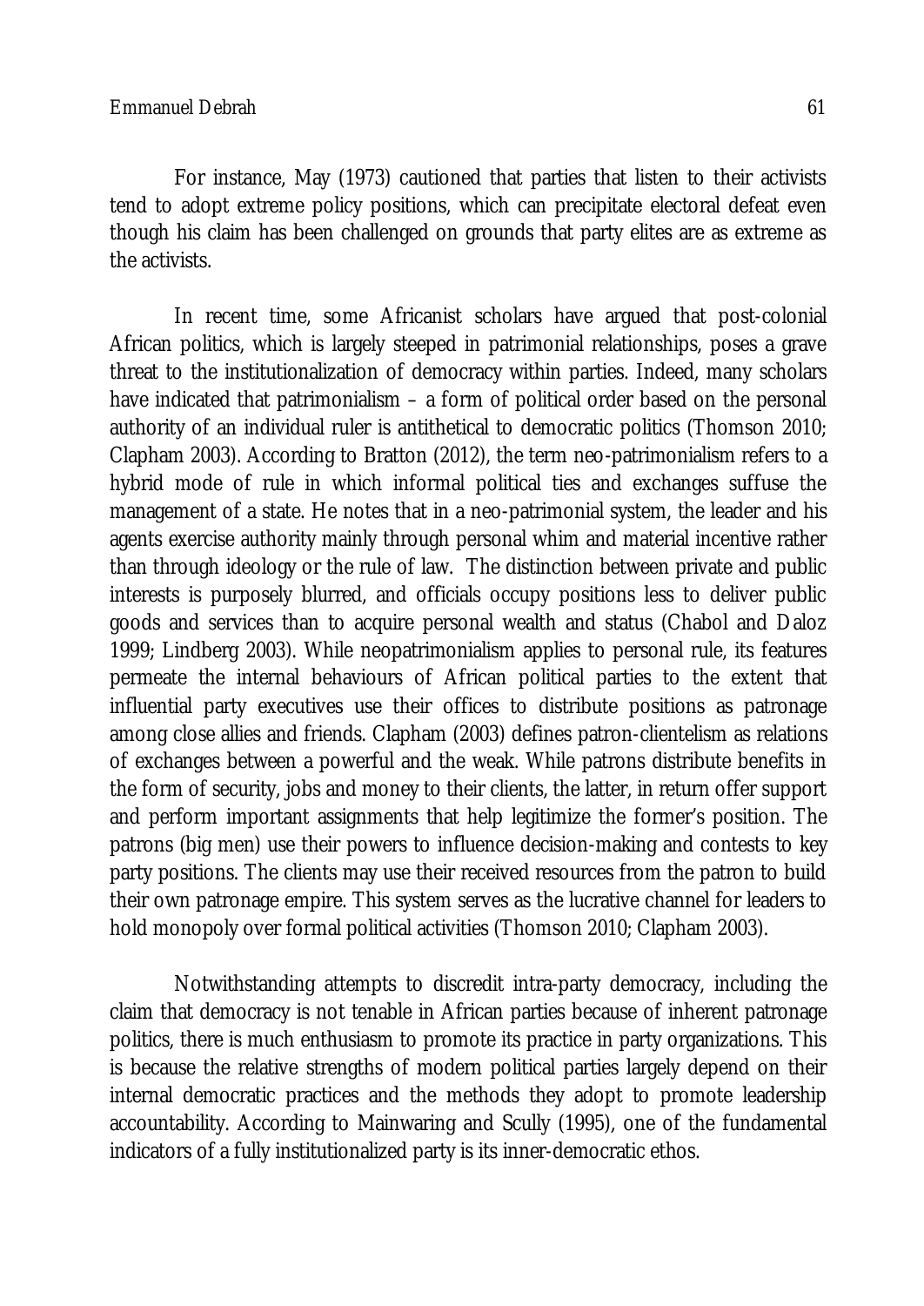For instance, May (1973) cautioned that parties that listen to their activists tend to adopt extreme policy positions, which can precipitate electoral defeat even though his claim has been challenged on grounds that party elites are as extreme as the activists.

In recent time, some Africanist scholars have argued that post-colonial African politics, which is largely steeped in patrimonial relationships, poses a grave threat to the institutionalization of democracy within parties. Indeed, many scholars have indicated that patrimonialism – a form of political order based on the personal authority of an individual ruler is antithetical to democratic politics (Thomson 2010; Clapham 2003). According to Bratton (2012), the term neo-patrimonialism refers to a hybrid mode of rule in which informal political ties and exchanges suffuse the management of a state. He notes that in a neo-patrimonial system, the leader and his agents exercise authority mainly through personal whim and material incentive rather than through ideology or the rule of law. The distinction between private and public interests is purposely blurred, and officials occupy positions less to deliver public goods and services than to acquire personal wealth and status (Chabol and Daloz 1999; Lindberg 2003). While neopatrimonialism applies to personal rule, its features permeate the internal behaviours of African political parties to the extent that influential party executives use their offices to distribute positions as patronage among close allies and friends. Clapham (2003) defines patron-clientelism as relations of exchanges between a powerful and the weak. While patrons distribute benefits in the form of security, jobs and money to their clients, the latter, in return offer support and perform important assignments that help legitimize the former's position. The patrons (big men) use their powers to influence decision-making and contests to key party positions. The clients may use their received resources from the patron to build their own patronage empire. This system serves as the lucrative channel for leaders to hold monopoly over formal political activities (Thomson 2010; Clapham 2003).

Notwithstanding attempts to discredit intra-party democracy, including the claim that democracy is not tenable in African parties because of inherent patronage politics, there is much enthusiasm to promote its practice in party organizations. This is because the relative strengths of modern political parties largely depend on their internal democratic practices and the methods they adopt to promote leadership accountability. According to Mainwaring and Scully (1995), one of the fundamental indicators of a fully institutionalized party is its inner-democratic ethos.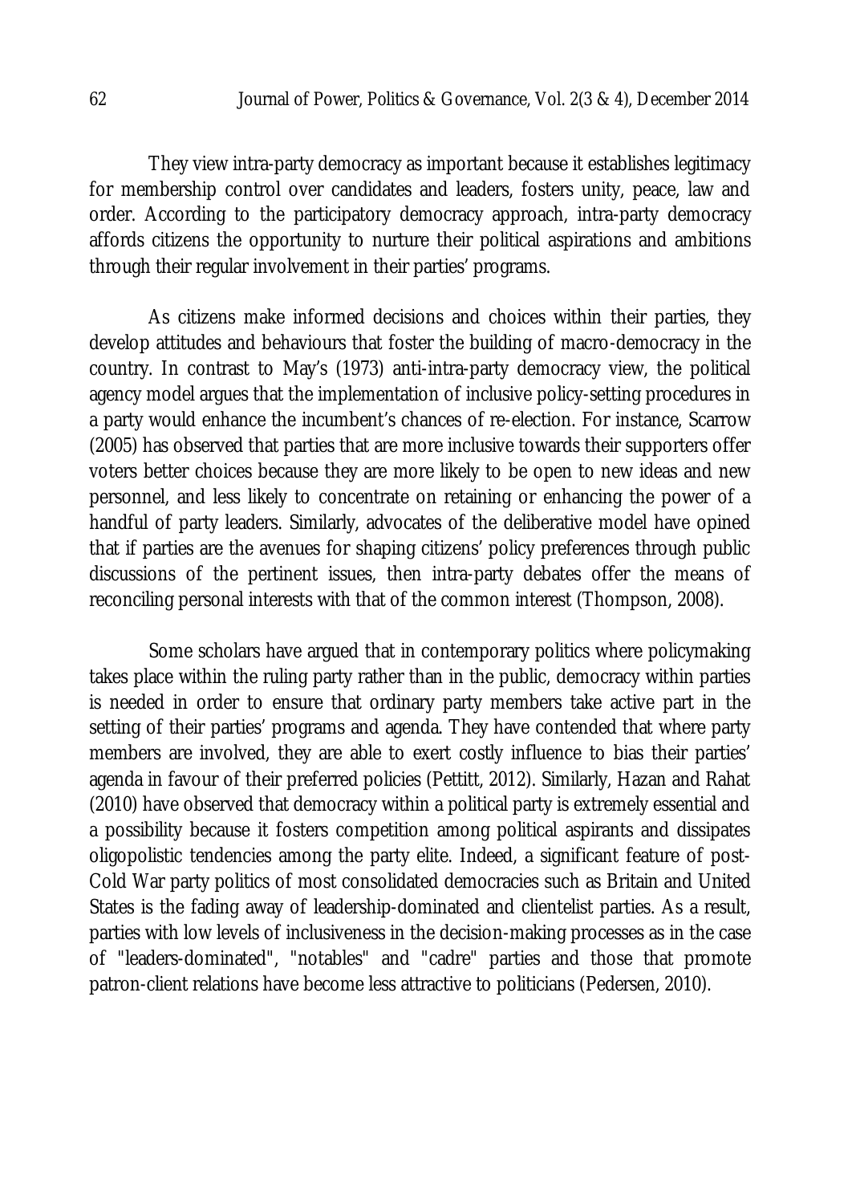They view intra-party democracy as important because it establishes legitimacy for membership control over candidates and leaders, fosters unity, peace, law and order. According to the participatory democracy approach, intra-party democracy affords citizens the opportunity to nurture their political aspirations and ambitions through their regular involvement in their parties' programs.

As citizens make informed decisions and choices within their parties, they develop attitudes and behaviours that foster the building of macro-democracy in the country. In contrast to May's (1973) anti-intra-party democracy view, the political agency model argues that the implementation of inclusive policy-setting procedures in a party would enhance the incumbent's chances of re-election. For instance, Scarrow (2005) has observed that parties that are more inclusive towards their supporters offer voters better choices because they are more likely to be open to new ideas and new personnel, and less likely to concentrate on retaining or enhancing the power of a handful of party leaders. Similarly, advocates of the deliberative model have opined that if parties are the avenues for shaping citizens' policy preferences through public discussions of the pertinent issues, then intra-party debates offer the means of reconciling personal interests with that of the common interest (Thompson, 2008).

Some scholars have argued that in contemporary politics where policymaking takes place within the ruling party rather than in the public, democracy within parties is needed in order to ensure that ordinary party members take active part in the setting of their parties' programs and agenda. They have contended that where party members are involved, they are able to exert costly influence to bias their parties' agenda in favour of their preferred policies (Pettitt, 2012). Similarly, Hazan and Rahat (2010) have observed that democracy within a political party is extremely essential and a possibility because it fosters competition among political aspirants and dissipates oligopolistic tendencies among the party elite. Indeed, a significant feature of post-Cold War party politics of most consolidated democracies such as Britain and United States is the fading away of leadership-dominated and clientelist parties. As a result, parties with low levels of inclusiveness in the decision-making processes as in the case of "leaders-dominated", "notables" and "cadre" parties and those that promote patron-client relations have become less attractive to politicians (Pedersen, 2010).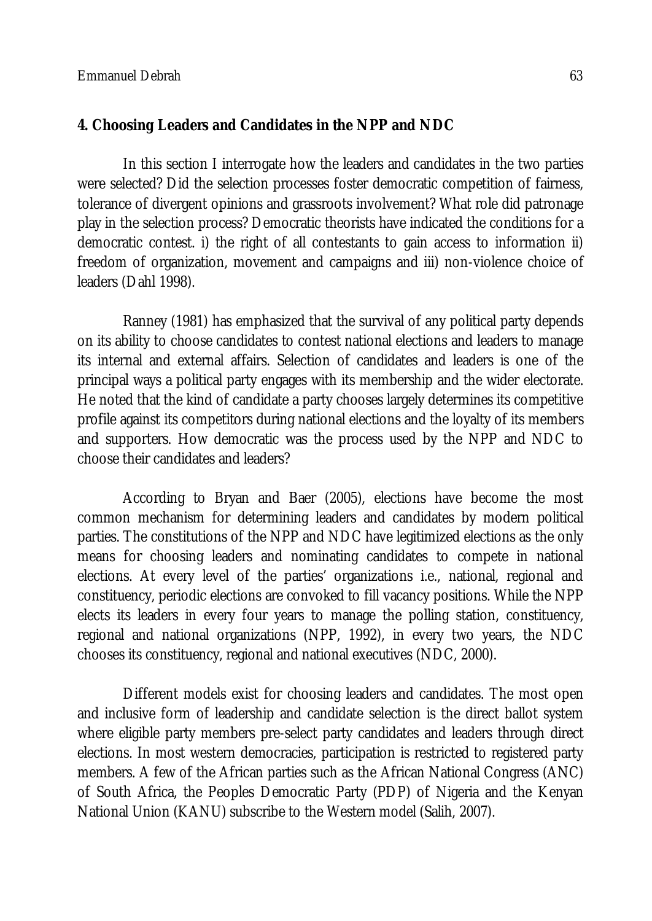## 4. Choosing Leaders and Candidates in the NPP and NDC

In this section I interrogate how the leaders and candidates in the two parties were selected? Did the selection processes foster democratic competition of fairness, tolerance of divergent opinions and grassroots involvement? What role did patronage play in the selection process? Democratic theorists have indicated the conditions for a democratic contest. i) the right of all contestants to gain access to information ii) freedom of organization, movement and campaigns and iii) non-violence choice of leaders (Dahl 1998).

Ranney (1981) has emphasized that the survival of any political party depends on its ability to choose candidates to contest national elections and leaders to manage its internal and external affairs. Selection of candidates and leaders is one of the principal ways a political party engages with its membership and the wider electorate. He noted that the kind of candidate a party chooses largely determines its competitive profile against its competitors during national elections and the loyalty of its members and supporters. How democratic was the process used by the NPP and NDC to choose their candidates and leaders?

According to Bryan and Baer (2005), elections have become the most common mechanism for determining leaders and candidates by modern political parties. The constitutions of the NPP and NDC have legitimized elections as the only means for choosing leaders and nominating candidates to compete in national elections. At every level of the parties' organizations i.e., national, regional and constituency, periodic elections are convoked to fill vacancy positions. While the NPP elects its leaders in every four years to manage the polling station, constituency, regional and national organizations (NPP, 1992), in every two years, the NDC chooses its constituency, regional and national executives (NDC, 2000).

Different models exist for choosing leaders and candidates. The most open and inclusive form of leadership and candidate selection is the direct ballot system where eligible party members pre-select party candidates and leaders through direct elections. In most western democracies, participation is restricted to registered party members. A few of the African parties such as the African National Congress (ANC) of South Africa, the Peoples Democratic Party (PDP) of Nigeria and the Kenyan National Union (KANU) subscribe to the Western model (Salih, 2007).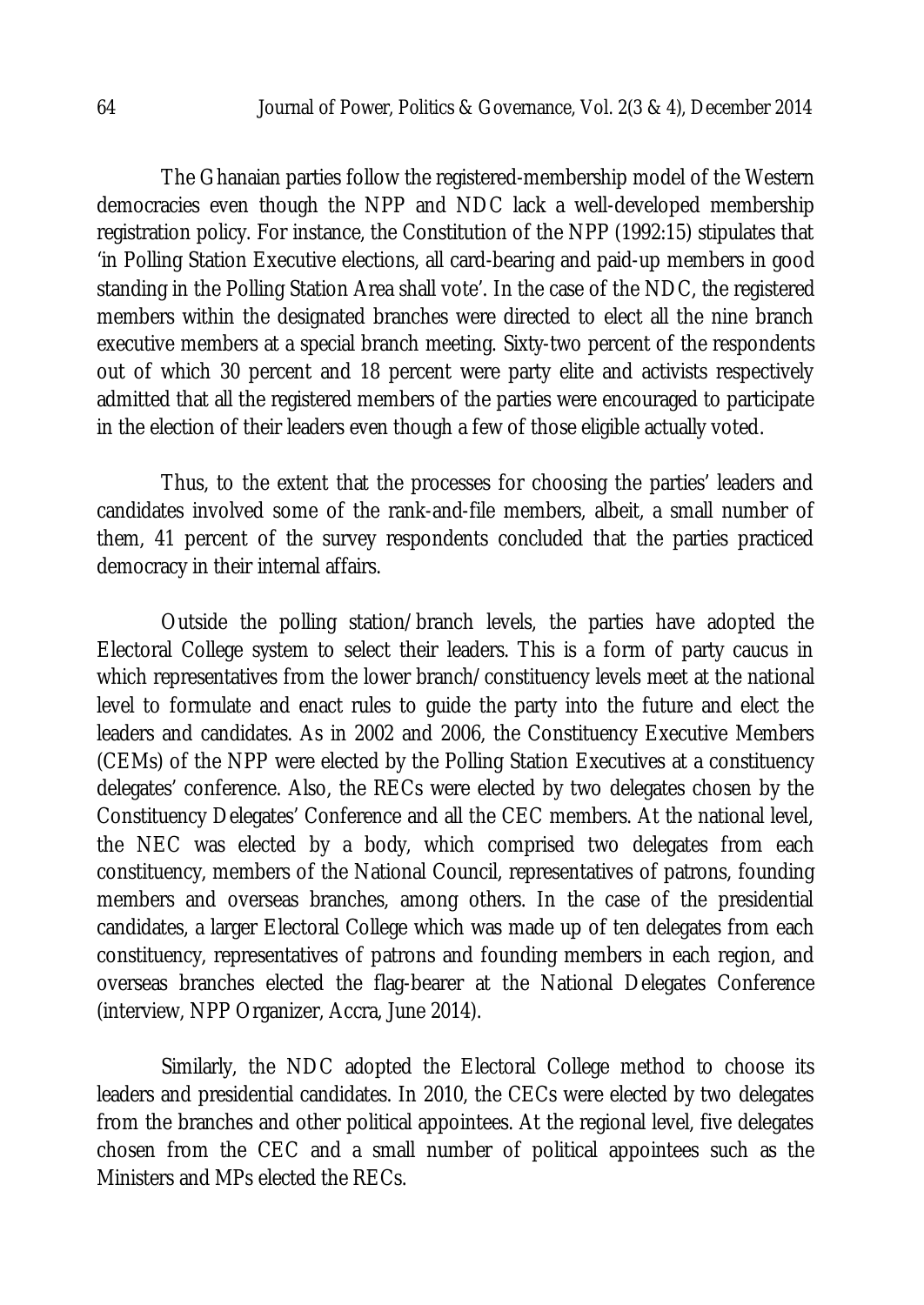The Ghanaian parties follow the registered-membership model of the Western democracies even though the NPP and NDC lack a well-developed membership registration policy. For instance, the Constitution of the NPP (1992:15) stipulates that 'in Polling Station Executive elections, all card-bearing and paid-up members in good standing in the Polling Station Area shall vote'. In the case of the NDC, the registered members within the designated branches were directed to elect all the nine branch executive members at a special branch meeting. Sixty-two percent of the respondents out of which 30 percent and 18 percent were party elite and activists respectively admitted that all the registered members of the parties were encouraged to participate in the election of their leaders even though a few of those eligible actually voted.

Thus, to the extent that the processes for choosing the parties' leaders and candidates involved some of the rank-and-file members, albeit, a small number of them, 41 percent of the survey respondents concluded that the parties practiced democracy in their internal affairs.

Outside the polling station/branch levels, the parties have adopted the Electoral College system to select their leaders. This is a form of party caucus in which representatives from the lower branch/constituency levels meet at the national level to formulate and enact rules to guide the party into the future and elect the leaders and candidates. As in 2002 and 2006, the Constituency Executive Members (CEMs) of the NPP were elected by the Polling Station Executives at a constituency delegates' conference. Also, the RECs were elected by two delegates chosen by the Constituency Delegates' Conference and all the CEC members. At the national level, the NEC was elected by a body, which comprised two delegates from each constituency, members of the National Council, representatives of patrons, founding members and overseas branches, among others. In the case of the presidential candidates, a larger Electoral College which was made up of ten delegates from each constituency, representatives of patrons and founding members in each region, and overseas branches elected the flag-bearer at the National Delegates Conference (interview, NPP Organizer, Accra, June 2014).

Similarly, the NDC adopted the Electoral College method to choose its leaders and presidential candidates. In 2010, the CECs were elected by two delegates from the branches and other political appointees. At the regional level, five delegates chosen from the CEC and a small number of political appointees such as the Ministers and MPs elected the RECs.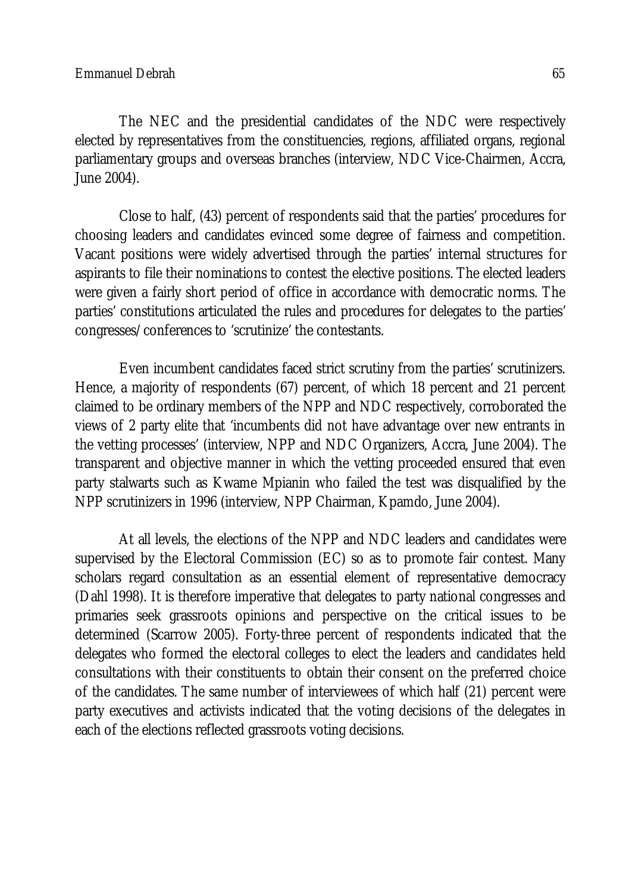The NEC and the presidential candidates of the NDC were respectively elected by representatives from the constituencies, regions, affiliated organs, regional parliamentary groups and overseas branches (interview, NDC Vice-Chairmen, Accra, June 2004).

Close to half, (43) percent of respondents said that the parties' procedures for choosing leaders and candidates evinced some degree of fairness and competition. Vacant positions were widely advertised through the parties' internal structures for aspirants to file their nominations to contest the elective positions. The elected leaders were given a fairly short period of office in accordance with democratic norms. The parties' constitutions articulated the rules and procedures for delegates to the parties' congresses/conferences to 'scrutinize' the contestants.

Even incumbent candidates faced strict scrutiny from the parties' scrutinizers. Hence, a majority of respondents (67) percent, of which 18 percent and 21 percent claimed to be ordinary members of the NPP and NDC respectively, corroborated the views of 2 party elite that 'incumbents did not have advantage over new entrants in the vetting processes' (interview, NPP and NDC Organizers, Accra, June 2004). The transparent and objective manner in which the vetting proceeded ensured that even party stalwarts such as Kwame Mpianin who failed the test was disqualified by the NPP scrutinizers in 1996 (interview, NPP Chairman, Kpamdo, June 2004).

At all levels, the elections of the NPP and NDC leaders and candidates were supervised by the Electoral Commission (EC) so as to promote fair contest. Many scholars regard consultation as an essential element of representative democracy (Dahl 1998). It is therefore imperative that delegates to party national congresses and primaries seek grassroots opinions and perspective on the critical issues to be determined (Scarrow 2005). Forty-three percent of respondents indicated that the delegates who formed the electoral colleges to elect the leaders and candidates held consultations with their constituents to obtain their consent on the preferred choice of the candidates. The same number of interviewees of which half (21) percent were party executives and activists indicated that the voting decisions of the delegates in each of the elections reflected grassroots voting decisions.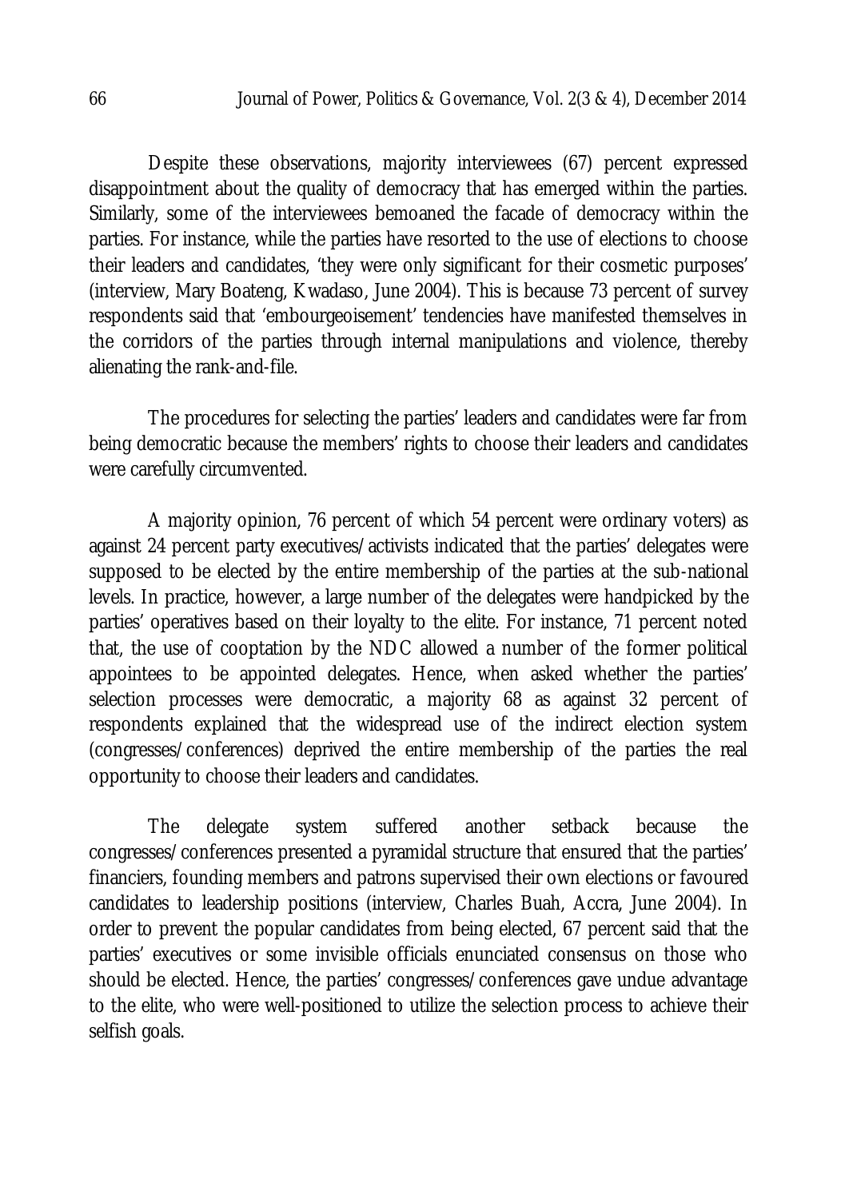Despite these observations, majority interviewees (67) percent expressed disappointment about the quality of democracy that has emerged within the parties. Similarly, some of the interviewees bemoaned the facade of democracy within the parties. For instance, while the parties have resorted to the use of elections to choose their leaders and candidates, 'they were only significant for their cosmetic purposes' (interview, Mary Boateng, Kwadaso, June 2004). This is because 73 percent of survey respondents said that 'embourgeoisement' tendencies have manifested themselves in the corridors of the parties through internal manipulations and violence, thereby alienating the rank-and-file.

The procedures for selecting the parties' leaders and candidates were far from being democratic because the members' rights to choose their leaders and candidates were carefully circumvented.

A majority opinion, 76 percent of which 54 percent were ordinary voters) as against 24 percent party executives/activists indicated that the parties' delegates were supposed to be elected by the entire membership of the parties at the sub-national levels. In practice, however, a large number of the delegates were handpicked by the parties' operatives based on their loyalty to the elite. For instance, 71 percent noted that, the use of cooptation by the NDC allowed a number of the former political appointees to be appointed delegates. Hence, when asked whether the parties' selection processes were democratic, a majority 68 as against 32 percent of respondents explained that the widespread use of the indirect election system (congresses/conferences) deprived the entire membership of the parties the real opportunity to choose their leaders and candidates.

The delegate system suffered another setback because the congresses/conferences presented a pyramidal structure that ensured that the parties' financiers, founding members and patrons supervised their own elections or favoured candidates to leadership positions (interview, Charles Buah, Accra, June 2004). In order to prevent the popular candidates from being elected, 67 percent said that the parties' executives or some invisible officials enunciated consensus on those who should be elected. Hence, the parties' congresses/conferences gave undue advantage to the elite, who were well-positioned to utilize the selection process to achieve their selfish goals.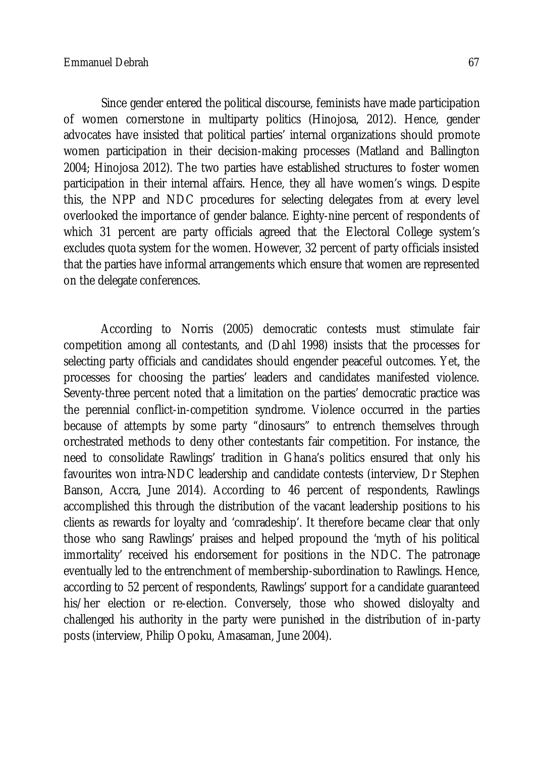Since gender entered the political discourse, feminists have made participation of women cornerstone in multiparty politics (Hinojosa, 2012). Hence, gender advocates have insisted that political parties' internal organizations should promote women participation in their decision-making processes (Matland and Ballington 2004; Hinojosa 2012). The two parties have established structures to foster women participation in their internal affairs. Hence, they all have women's wings. Despite this, the NPP and NDC procedures for selecting delegates from at every level overlooked the importance of gender balance. Eighty-nine percent of respondents of which 31 percent are party officials agreed that the Electoral College system's excludes quota system for the women. However, 32 percent of party officials insisted that the parties have informal arrangements which ensure that women are represented on the delegate conferences.

According to Norris (2005) democratic contests must stimulate fair competition among all contestants, and (Dahl 1998) insists that the processes for selecting party officials and candidates should engender peaceful outcomes. Yet, the processes for choosing the parties' leaders and candidates manifested violence. Seventy-three percent noted that a limitation on the parties' democratic practice was the perennial conflict-in-competition syndrome. Violence occurred in the parties because of attempts by some party "dinosaurs" to entrench themselves through orchestrated methods to deny other contestants fair competition. For instance, the need to consolidate Rawlings' tradition in Ghana's politics ensured that only his favourites won intra-NDC leadership and candidate contests (interview, Dr Stephen Banson, Accra, June 2014). According to 46 percent of respondents, Rawlings accomplished this through the distribution of the vacant leadership positions to his clients as rewards for loyalty and 'comradeship'. It therefore became clear that only those who sang Rawlings' praises and helped propound the 'myth of his political immortality' received his endorsement for positions in the NDC. The patronage eventually led to the entrenchment of membership-subordination to Rawlings. Hence, according to 52 percent of respondents, Rawlings' support for a candidate guaranteed his/her election or re-election. Conversely, those who showed disloyalty and challenged his authority in the party were punished in the distribution of in-party posts (interview, Philip Opoku, Amasaman, June 2004).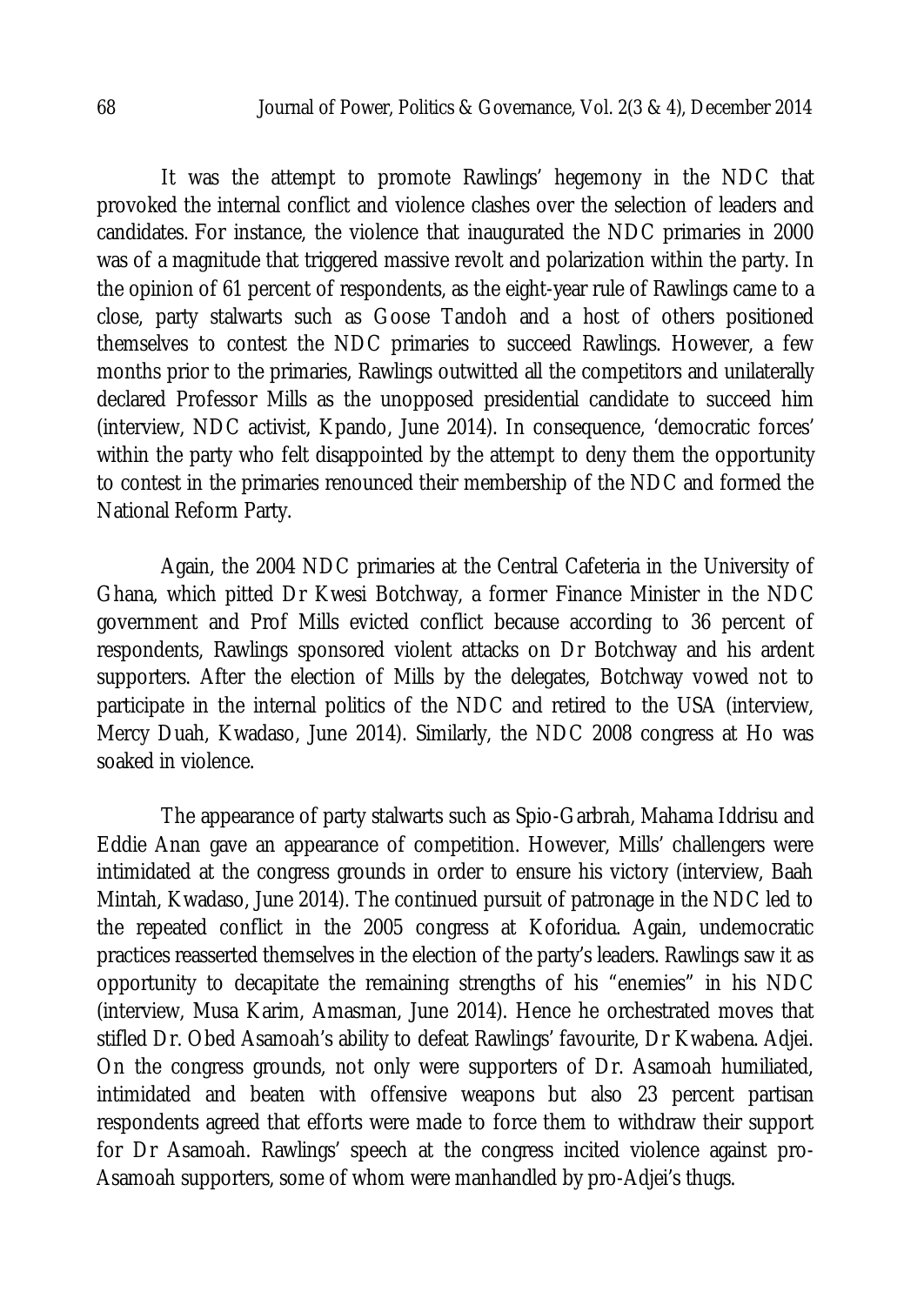It was the attempt to promote Rawlings' hegemony in the NDC that provoked the internal conflict and violence clashes over the selection of leaders and candidates. For instance, the violence that inaugurated the NDC primaries in 2000 was of a magnitude that triggered massive revolt and polarization within the party. In the opinion of 61 percent of respondents, as the eight-year rule of Rawlings came to a close, party stalwarts such as Goose Tandoh and a host of others positioned themselves to contest the NDC primaries to succeed Rawlings. However, a few months prior to the primaries, Rawlings outwitted all the competitors and unilaterally declared Professor Mills as the unopposed presidential candidate to succeed him (interview, NDC activist, Kpando, June 2014). In consequence, 'democratic forces' within the party who felt disappointed by the attempt to deny them the opportunity to contest in the primaries renounced their membership of the NDC and formed the National Reform Party.

Again, the 2004 NDC primaries at the Central Cafeteria in the University of Ghana, which pitted Dr Kwesi Botchway, a former Finance Minister in the NDC government and Prof Mills evicted conflict because according to 36 percent of respondents, Rawlings sponsored violent attacks on Dr Botchway and his ardent supporters. After the election of Mills by the delegates, Botchway vowed not to participate in the internal politics of the NDC and retired to the USA (interview, Mercy Duah, Kwadaso, June 2014). Similarly, the NDC 2008 congress at Ho was soaked in violence.

The appearance of party stalwarts such as Spio-Garbrah, Mahama Iddrisu and Eddie Anan gave an appearance of competition. However, Mills' challengers were intimidated at the congress grounds in order to ensure his victory (interview, Baah Mintah, Kwadaso, June 2014). The continued pursuit of patronage in the NDC led to the repeated conflict in the 2005 congress at Koforidua. Again, undemocratic practices reasserted themselves in the election of the party's leaders. Rawlings saw it as opportunity to decapitate the remaining strengths of his "enemies" in his NDC (interview, Musa Karim, Amasman, June 2014). Hence he orchestrated moves that stifled Dr. Obed Asamoah's ability to defeat Rawlings' favourite, Dr Kwabena. Adjei. On the congress grounds, not only were supporters of Dr. Asamoah humiliated, intimidated and beaten with offensive weapons but also 23 percent partisan respondents agreed that efforts were made to force them to withdraw their support for Dr Asamoah. Rawlings' speech at the congress incited violence against pro-Asamoah supporters, some of whom were manhandled by pro-Adjei's thugs.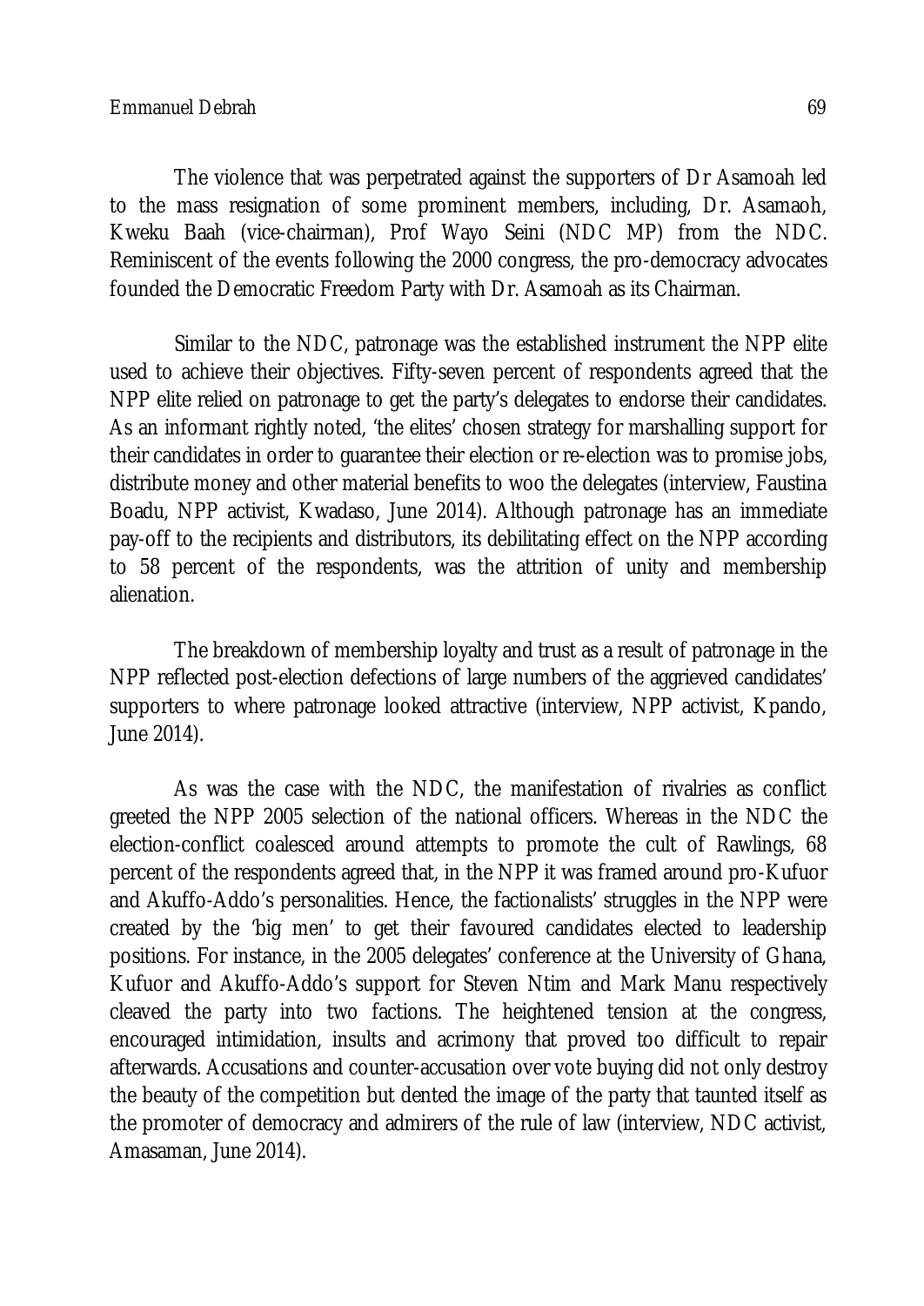The violence that was perpetrated against the supporters of Dr Asamoah led to the mass resignation of some prominent members, including, Dr. Asamaoh, Kweku Baah (vice-chairman), Prof Wayo Seini (NDC MP) from the NDC. Reminiscent of the events following the 2000 congress, the pro-democracy advocates founded the Democratic Freedom Party with Dr. Asamoah as its Chairman.

Similar to the NDC, patronage was the established instrument the NPP elite used to achieve their objectives. Fifty-seven percent of respondents agreed that the NPP elite relied on patronage to get the party's delegates to endorse their candidates. As an informant rightly noted, 'the elites' chosen strategy for marshalling support for their candidates in order to guarantee their election or re-election was to promise jobs, distribute money and other material benefits to woo the delegates (interview, Faustina Boadu, NPP activist, Kwadaso, June 2014). Although patronage has an immediate pay-off to the recipients and distributors, its debilitating effect on the NPP according to 58 percent of the respondents, was the attrition of unity and membership alienation.

The breakdown of membership loyalty and trust as a result of patronage in the NPP reflected post-election defections of large numbers of the aggrieved candidates' supporters to where patronage looked attractive (interview, NPP activist, Kpando, June 2014).

As was the case with the NDC, the manifestation of rivalries as conflict greeted the NPP 2005 selection of the national officers. Whereas in the NDC the election-conflict coalesced around attempts to promote the cult of Rawlings, 68 percent of the respondents agreed that, in the NPP it was framed around pro-Kufuor and Akuffo-Addo's personalities. Hence, the factionalists' struggles in the NPP were created by the 'big men' to get their favoured candidates elected to leadership positions. For instance, in the 2005 delegates' conference at the University of Ghana, Kufuor and Akuffo-Addo's support for Steven Ntim and Mark Manu respectively cleaved the party into two factions. The heightened tension at the congress, encouraged intimidation, insults and acrimony that proved too difficult to repair afterwards. Accusations and counter-accusation over vote buying did not only destroy the beauty of the competition but dented the image of the party that taunted itself as the promoter of democracy and admirers of the rule of law (interview, NDC activist, Amasaman, June 2014).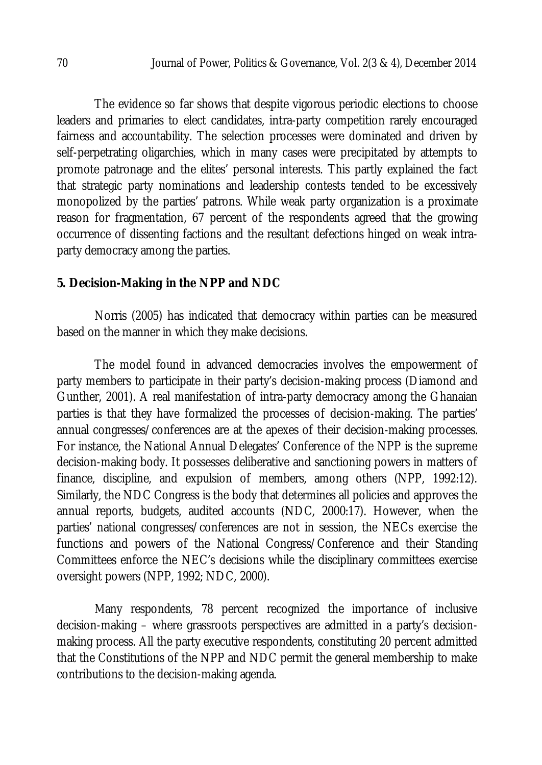The evidence so far shows that despite vigorous periodic elections to choose leaders and primaries to elect candidates, intra-party competition rarely encouraged fairness and accountability. The selection processes were dominated and driven by self-perpetrating oligarchies, which in many cases were precipitated by attempts to promote patronage and the elites' personal interests. This partly explained the fact that strategic party nominations and leadership contests tended to be excessively monopolized by the parties' patrons. While weak party organization is a proximate reason for fragmentation, 67 percent of the respondents agreed that the growing occurrence of dissenting factions and the resultant defections hinged on weak intra-party democracy among the parties.

## 5. Decision-Making in the NPP and NDC

Norris (2005) has indicated that democracy within parties can be measured based on the manner in which they make decisions.

The model found in advanced democracies involves the empowerment of party members to participate in their party's decision-making process (Diamond and Gunther, 2001). A real manifestation of intra-party democracy among the Ghanaian parties is that they have formalized the processes of decision-making. The parties' annual congresses/conferences are at the apexes of their decision-making processes. For instance, the National Annual Delegates' Conference of the NPP is the supreme decision-making body. It possesses deliberative and sanctioning powers in matters of finance, discipline, and expulsion of members, among others (NPP, 1992:12). Similarly, the NDC Congress is the body that determines all policies and approves the annual reports, budgets, audited accounts (NDC, 2000:17). However, when the parties' national congresses/conferences are not in session, the NECs exercise the functions and powers of the National Congress/Conference and their Standing Committees enforce the NEC's decisions while the disciplinary committees exercise oversight powers (NPP, 1992; NDC, 2000).

Many respondents, 78 percent recognized the importance of inclusive decision-making – where grassroots perspectives are admitted in a party's decision-making process. All the party executive respondents, constituting 20 percent admitted that the Constitutions of the NPP and NDC permit the general membership to make contributions to the decision-making agenda.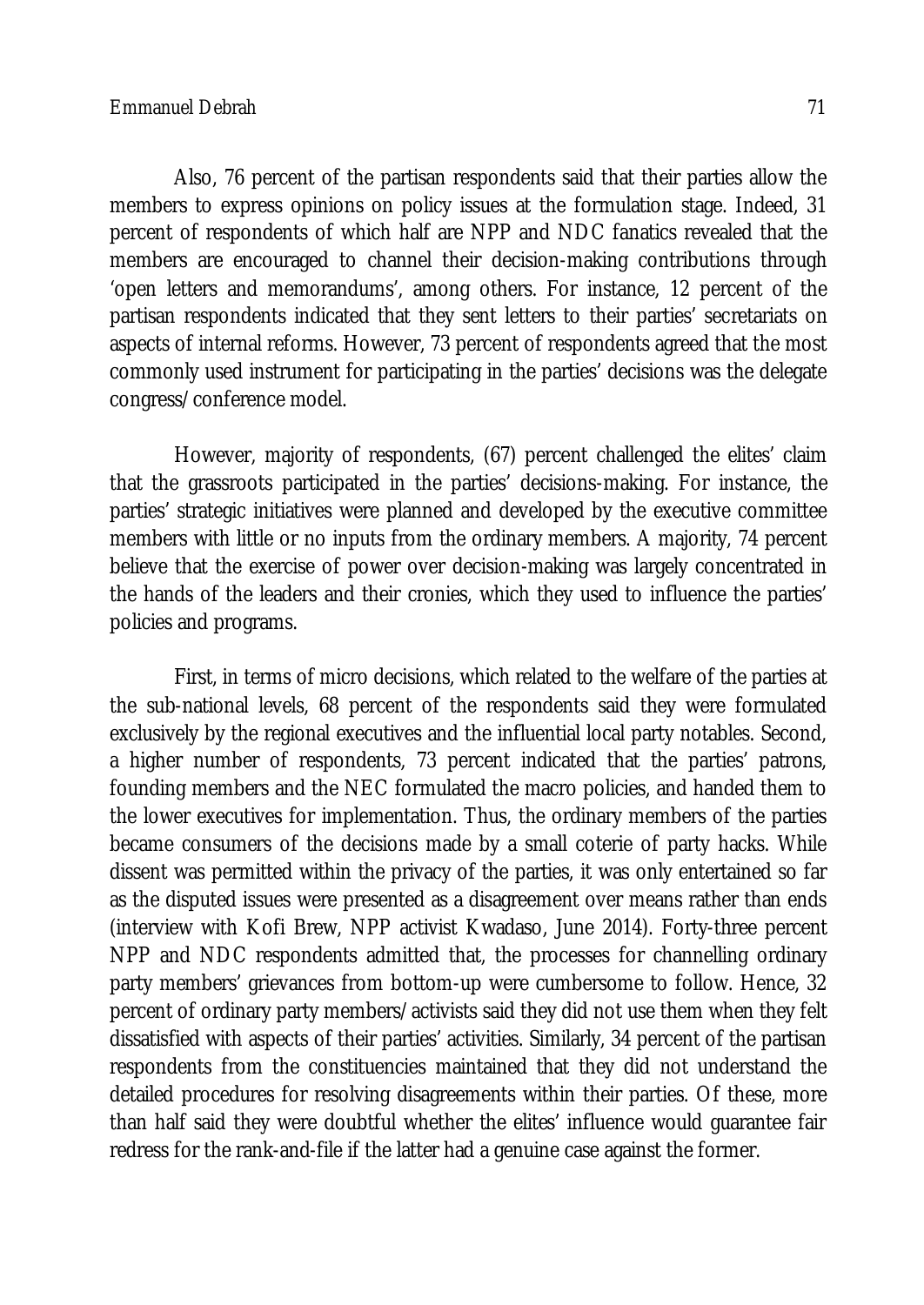Also, 76 percent of the partisan respondents said that their parties allow the members to express opinions on policy issues at the formulation stage. Indeed, 31 percent of respondents of which half are NPP and NDC fanatics revealed that the members are encouraged to channel their decision-making contributions through 'open letters and memorandums', among others. For instance, 12 percent of the partisan respondents indicated that they sent letters to their parties' secretariats on aspects of internal reforms. However, 73 percent of respondents agreed that the most commonly used instrument for participating in the parties' decisions was the delegate congress/conference model.

However, majority of respondents, (67) percent challenged the elites' claim that the grassroots participated in the parties' decisions-making. For instance, the parties' strategic initiatives were planned and developed by the executive committee members with little or no inputs from the ordinary members. A majority, 74 percent believe that the exercise of power over decision-making was largely concentrated in the hands of the leaders and their cronies, which they used to influence the parties' policies and programs.

First, in terms of micro decisions, which related to the welfare of the parties at the sub-national levels, 68 percent of the respondents said they were formulated exclusively by the regional executives and the influential local party notables. Second, a higher number of respondents, 73 percent indicated that the parties' patrons, founding members and the NEC formulated the macro policies, and handed them to the lower executives for implementation. Thus, the ordinary members of the parties became consumers of the decisions made by a small coterie of party hacks. While dissent was permitted within the privacy of the parties, it was only entertained so far as the disputed issues were presented as a disagreement over means rather than ends (interview with Kofi Brew, NPP activist Kwadaso, June 2014). Forty-three percent NPP and NDC respondents admitted that, the processes for channelling ordinary party members' grievances from bottom-up were cumbersome to follow. Hence, 32 percent of ordinary party members/activists said they did not use them when they felt dissatisfied with aspects of their parties' activities. Similarly, 34 percent of the partisan respondents from the constituencies maintained that they did not understand the detailed procedures for resolving disagreements within their parties. Of these, more than half said they were doubtful whether the elites' influence would guarantee fair redress for the rank-and-file if the latter had a genuine case against the former.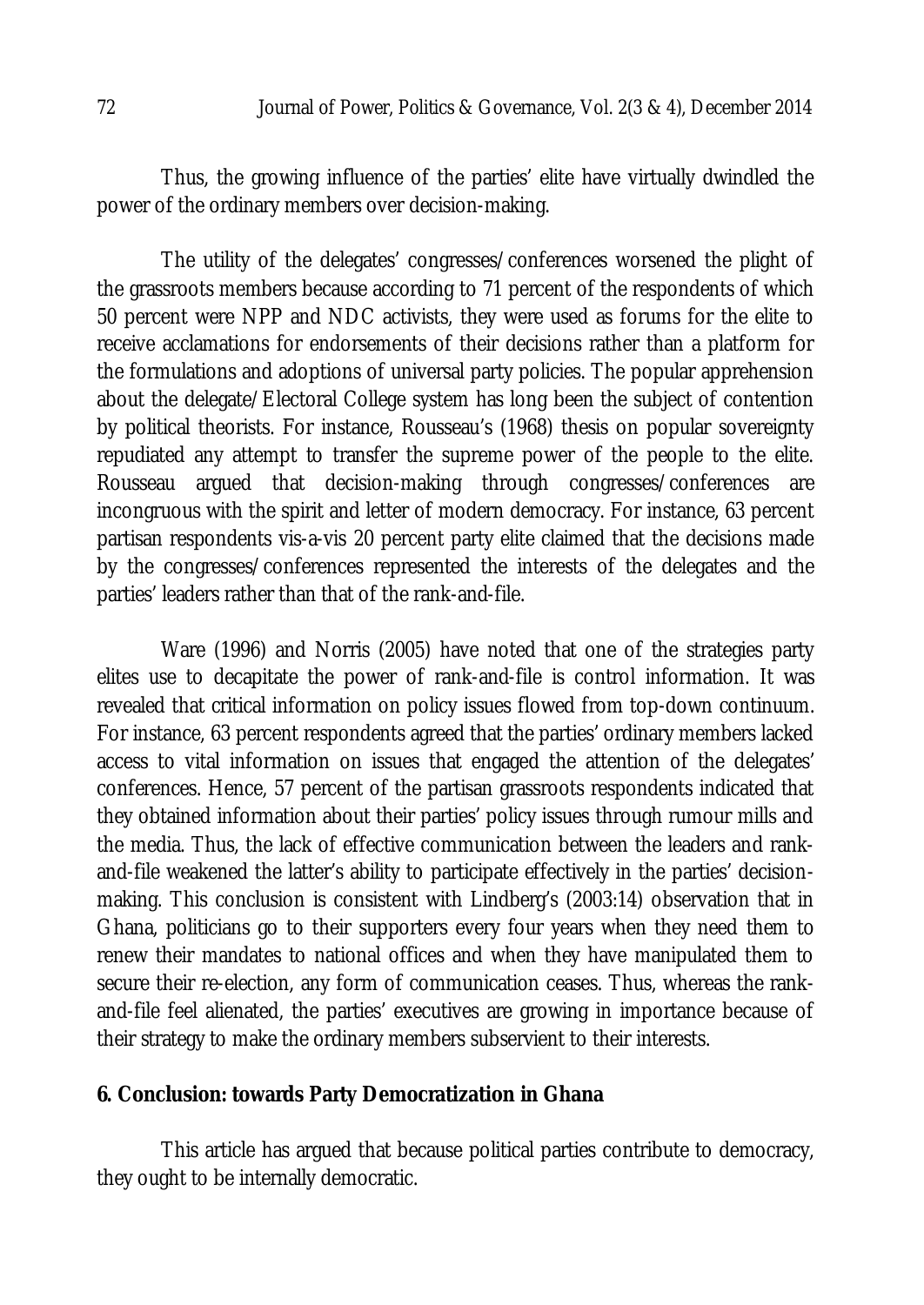Thus, the growing influence of the parties' elite have virtually dwindled the power of the ordinary members over decision-making.

The utility of the delegates' congresses/conferences worsened the plight of the grassroots members because according to 71 percent of the respondents of which 50 percent were NPP and NDC activists, they were used as forums for the elite to receive acclamations for endorsements of their decisions rather than a platform for the formulations and adoptions of universal party policies. The popular apprehension about the delegate/Electoral College system has long been the subject of contention by political theorists. For instance, Rousseau's (1968) thesis on popular sovereignty repudiated any attempt to transfer the supreme power of the people to the elite. Rousseau argued that decision-making through congresses/conferences are incongruous with the spirit and letter of modern democracy. For instance, 63 percent partisan respondents vis-a-vis 20 percent party elite claimed that the decisions made by the congresses/conferences represented the interests of the delegates and the parties' leaders rather than that of the rank-and-file.

Ware (1996) and Norris (2005) have noted that one of the strategies party elites use to decapitate the power of rank-and-file is control information. It was revealed that critical information on policy issues flowed from top-down continuum. For instance, 63 percent respondents agreed that the parties' ordinary members lacked access to vital information on issues that engaged the attention of the delegates' conferences. Hence, 57 percent of the partisan grassroots respondents indicated that they obtained information about their parties' policy issues through rumour mills and the media. Thus, the lack of effective communication between the leaders and rank-and-file weakened the latter's ability to participate effectively in the parties' decision-making. This conclusion is consistent with Lindberg's (2003:14) observation that in Ghana, politicians go to their supporters every four years when they need them to renew their mandates to national offices and when they have manipulated them to secure their re-election, any form of communication ceases. Thus, whereas the rank-and-file feel alienated, the parties' executives are growing in importance because of their strategy to make the ordinary members subservient to their interests.

## 6. Conclusion: towards Party Democratization in Ghana

This article has argued that because political parties contribute to democracy, they ought to be internally democratic.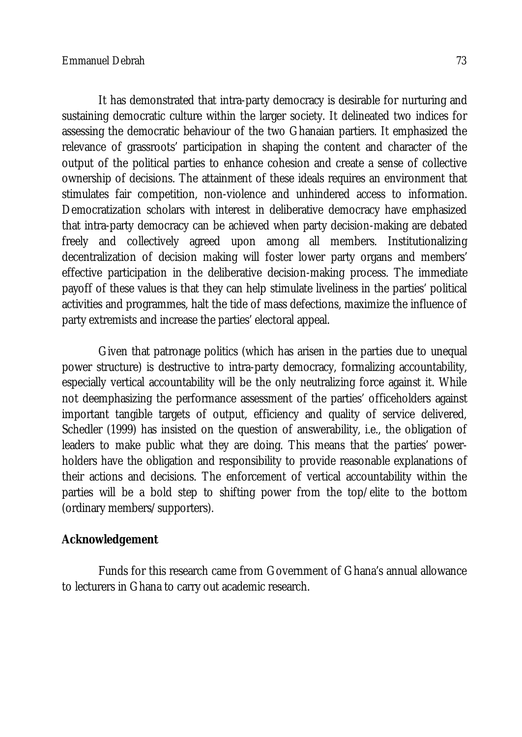It has demonstrated that intra-party democracy is desirable for nurturing and sustaining democratic culture within the larger society. It delineated two indices for assessing the democratic behaviour of the two Ghanaian partiers. It emphasized the relevance of grassroots' participation in shaping the content and character of the output of the political parties to enhance cohesion and create a sense of collective ownership of decisions. The attainment of these ideals requires an environment that stimulates fair competition, non-violence and unhindered access to information. Democratization scholars with interest in deliberative democracy have emphasized that intra-party democracy can be achieved when party decision-making are debated freely and collectively agreed upon among all members. Institutionalizing decentralization of decision making will foster lower party organs and members' effective participation in the deliberative decision-making process. The immediate payoff of these values is that they can help stimulate liveliness in the parties' political activities and programmes, halt the tide of mass defections, maximize the influence of party extremists and increase the parties' electoral appeal.

Given that patronage politics (which has arisen in the parties due to unequal power structure) is destructive to intra-party democracy, formalizing accountability, especially vertical accountability will be the only neutralizing force against it. While not deemphasizing the performance assessment of the parties' officeholders against important tangible targets of output, efficiency and quality of service delivered, Schedler (1999) has insisted on the question of answerability, i.e., the obligation of leaders to make public what they are doing. This means that the parties' power-holders have the obligation and responsibility to provide reasonable explanations of their actions and decisions. The enforcement of vertical accountability within the parties will be a bold step to shifting power from the top/elite to the bottom (ordinary members/supporters).

## Acknowledgement

Funds for this research came from Government of Ghana's annual allowance to lecturers in Ghana to carry out academic research.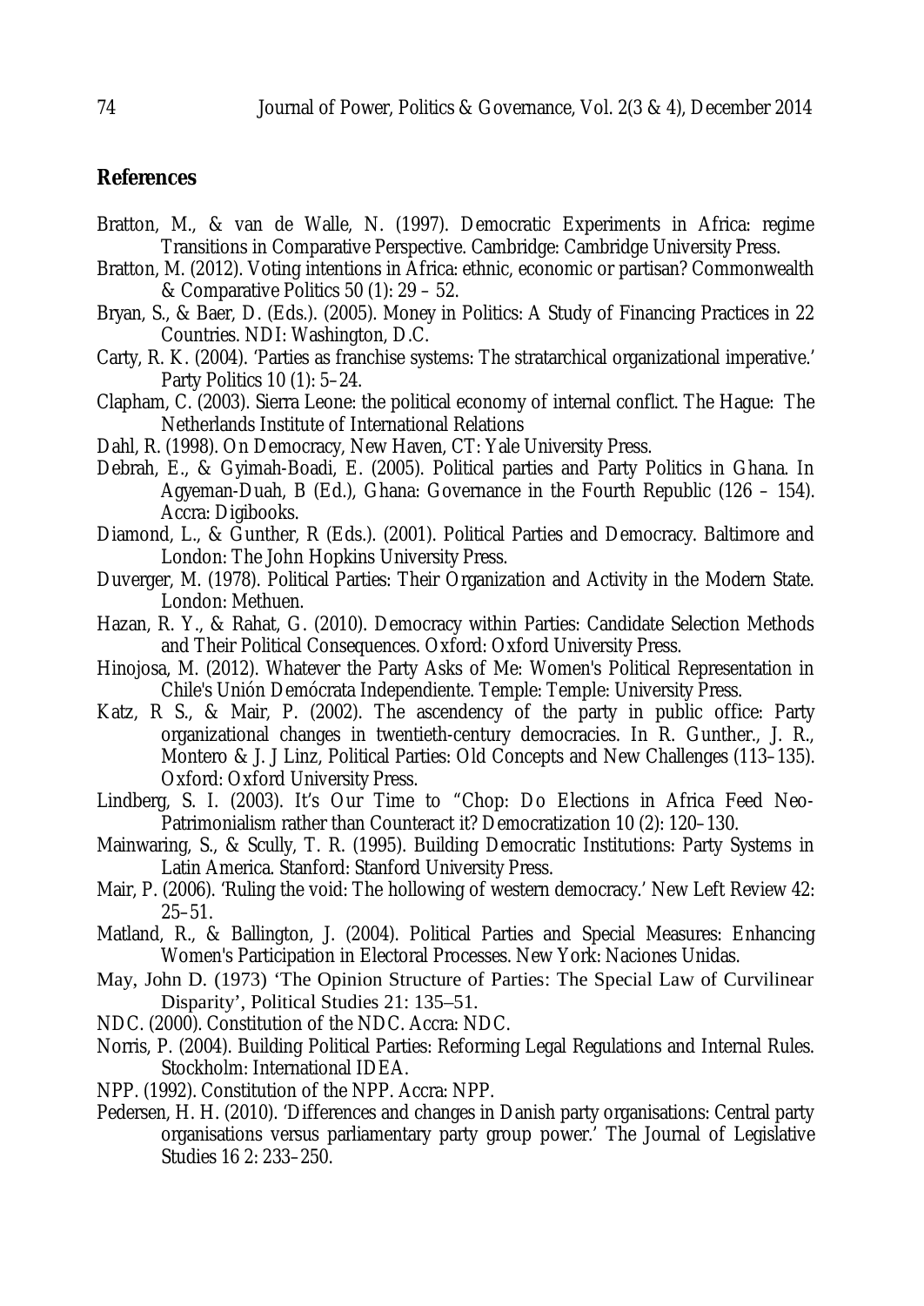## References

Bratton, M., & van de Walle, N. (1997). Democratic Experiments in Africa: regime Transitions in Comparative Perspective. Cambridge: Cambridge University Press.

Bratton, M. (2012). Voting intentions in Africa: ethnic, economic or partisan? Commonwealth & Comparative Politics 50 (1): 29 – 52.

Bryan, S., & Baer, D. (Eds.). (2005). Money in Politics: A Study of Financing Practices in 22 Countries. NDI: Washington, D.C.

Carty, R. K. (2004). 'Parties as franchise systems: The stratarchical organizational imperative.' Party Politics 10 (1): 5–24.

Clapham, C. (2003). Sierra Leone: the political economy of internal conflict. The Hague: The Netherlands Institute of International Relations

Dahl, R. (1998). On Democracy, New Haven, CT: Yale University Press.

Debrah, E., & Gyimah-Boadi, E. (2005). Political parties and Party Politics in Ghana. In Agyeman-Duah, B (Ed.), Ghana: Governance in the Fourth Republic (126 – 154). Accra: Digibooks.

Diamond, L., & Gunther, R (Eds.). (2001). Political Parties and Democracy. Baltimore and London: The John Hopkins University Press.

Duverger, M. (1978). Political Parties: Their Organization and Activity in the Modern State. London: Methuen.

Hazan, R. Y., & Rahat, G. (2010). Democracy within Parties: Candidate Selection Methods and Their Political Consequences. Oxford: Oxford University Press.

Hinojosa, M. (2012). Whatever the Party Asks of Me: Women's Political Representation in Chile's Unión Demócrata Independiente. Temple: Temple: University Press.

Katz, R S., & Mair, P. (2002). The ascendency of the party in public office: Party organizational changes in twentieth-century democracies. In R. Gunther., J. R., Montero & J. J Linz, Political Parties: Old Concepts and New Challenges (113–135). Oxford: Oxford University Press.

Lindberg, S. I. (2003). It's Our Time to "Chop: Do Elections in Africa Feed Neo-Patrimonialism rather than Counteract it? Democratization 10 (2): 120–130.

Mainwaring, S., & Scully, T. R. (1995). Building Democratic Institutions: Party Systems in Latin America. Stanford: Stanford University Press.

Mair, P. (2006). 'Ruling the void: The hollowing of western democracy.' New Left Review 42: 25–51.

Matland, R., & Ballington, J. (2004). Political Parties and Special Measures: Enhancing Women's Participation in Electoral Processes. New York: Naciones Unidas.

May, John D. (1973) 'The Opinion Structure of Parties: The Special Law of Curvilinear Disparity', Political Studies 21: 135–51.

NDC. (2000). Constitution of the NDC. Accra: NDC.

Norris, P. (2004). Building Political Parties: Reforming Legal Regulations and Internal Rules. Stockholm: International IDEA.

NPP. (1992). Constitution of the NPP. Accra: NPP.

Pedersen, H. H. (2010). 'Differences and changes in Danish party organisations: Central party organisations versus parliamentary party group power.' The Journal of Legislative Studies 16 2: 233–250.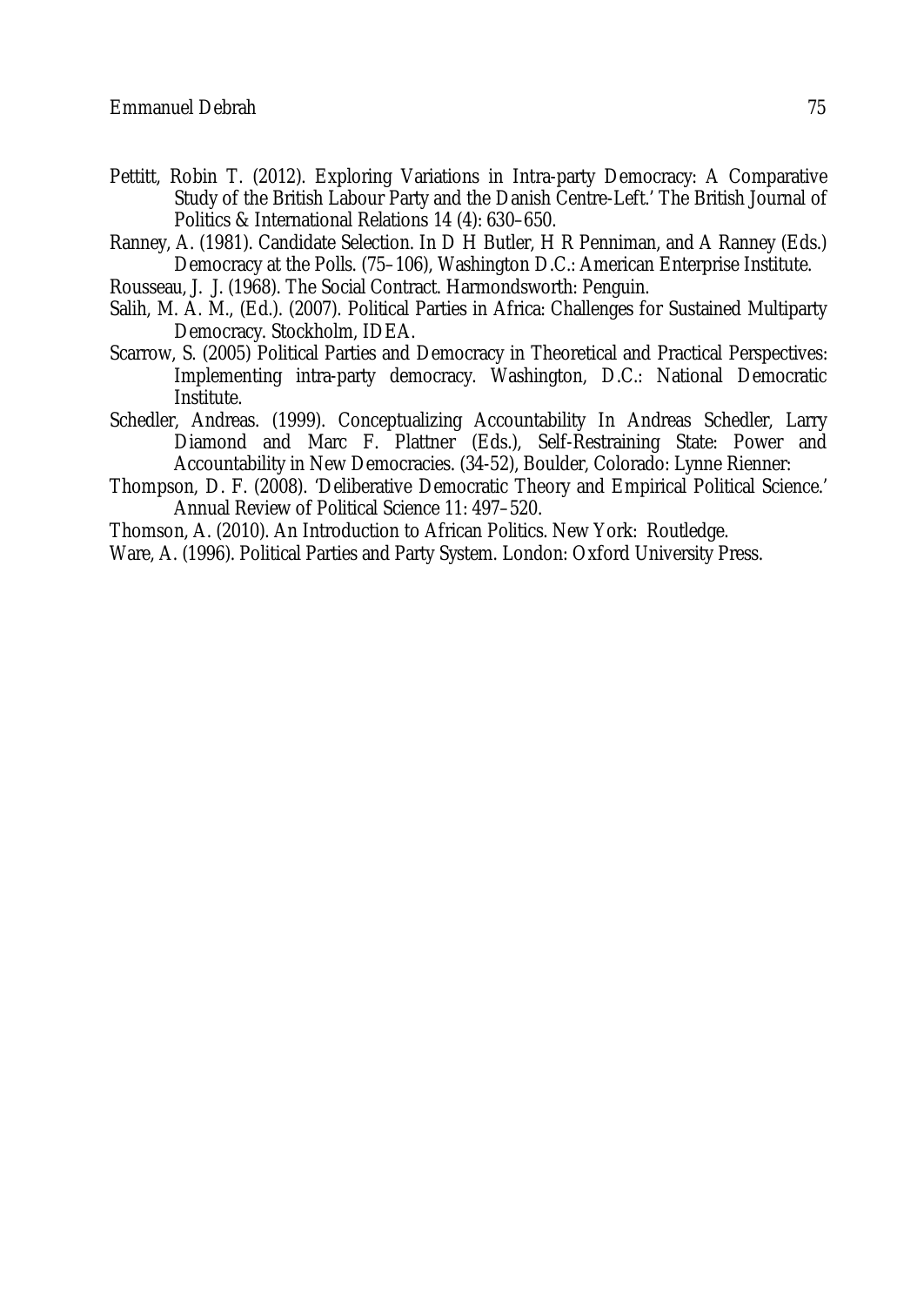Pettitt, Robin T. (2012). Exploring Variations in Intra-party Democracy: A Comparative Study of the British Labour Party and the Danish Centre-Left.' The British Journal of Politics & International Relations 14 (4): 630–650.

Ranney, A. (1981). Candidate Selection. In D H Butler, H R Penniman, and A Ranney (Eds.) Democracy at the Polls. (75–106), Washington D.C.: American Enterprise Institute.

Rousseau, J. J. (1968). The Social Contract. Harmondsworth: Penguin.

Salih, M. A. M., (Ed.). (2007). Political Parties in Africa: Challenges for Sustained Multiparty Democracy. Stockholm, IDEA.

Scarrow, S. (2005) Political Parties and Democracy in Theoretical and Practical Perspectives: Implementing intra-party democracy. Washington, D.C.: National Democratic Institute.

Schedler, Andreas. (1999). Conceptualizing Accountability In Andreas Schedler, Larry Diamond and Marc F. Plattner (Eds.), Self-Restraining State: Power and Accountability in New Democracies. (34-52), Boulder, Colorado: Lynne Rienner:

Thompson, D. F. (2008). 'Deliberative Democratic Theory and Empirical Political Science.' Annual Review of Political Science 11: 497–520.

Thomson, A. (2010). An Introduction to African Politics. New York: Routledge.

Ware, A. (1996). Political Parties and Party System. London: Oxford University Press.